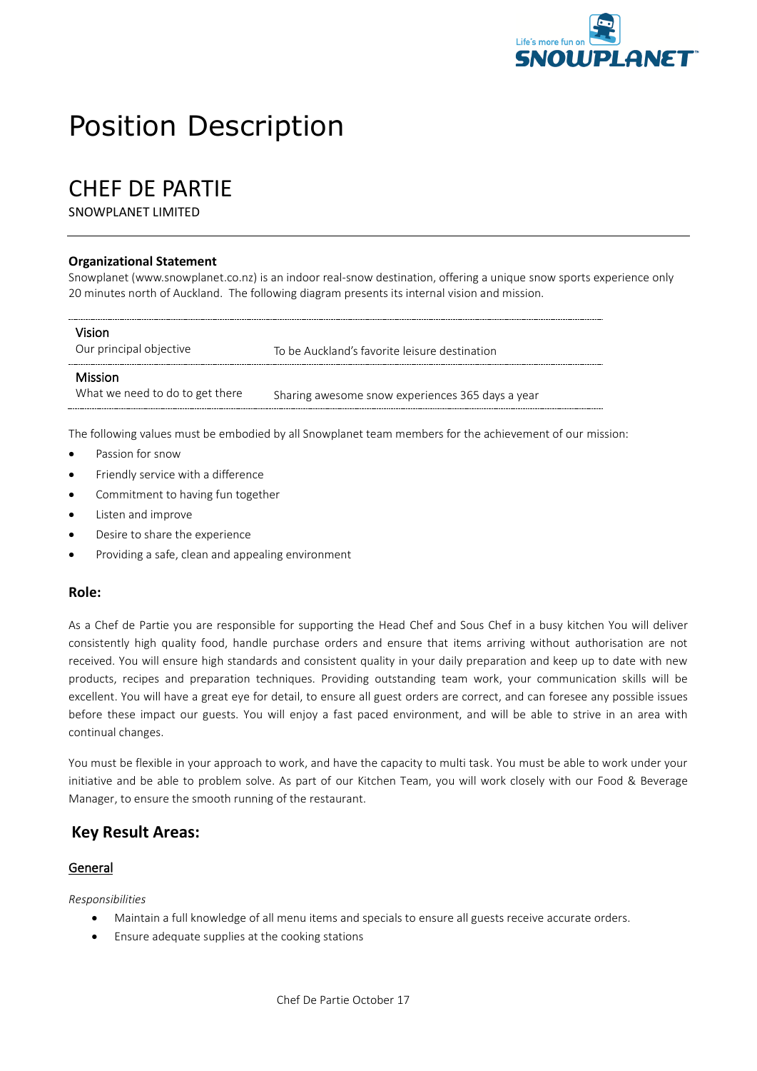# Position Description

## CHEF DE PARTIE

SNOWPLANET LIMITED

---

**Organizational Statement**

Snowplanet (www.snowplanet.co.nz) is an indoor real-snow destination, offering a unique snow sports experience only 20 minutes north of Auckland. The following diagram presents its internal vision and mission.

| | |
|---|---|
| **Vision**<br>Our principal objective | To be Auckland's favorite leisure destination |
| **Mission**<br>What we need to do to get there | Sharing awesome snow experiences 365 days a year |

The following values must be embodied by all Snowplanet team members for the achievement of our mission:

- Passion for snow
- Friendly service with a difference
- Commitment to having fun together
- Listen and improve
- Desire to share the experience
- Providing a safe, clean and appealing environment

### Role:

As a Chef de Partie you are responsible for supporting the Head Chef and Sous Chef in a busy kitchen You will deliver consistently high quality food, handle purchase orders and ensure that items arriving without authorisation are not received. You will ensure high standards and consistent quality in your daily preparation and keep up to date with new products, recipes and preparation techniques. Providing outstanding team work, your communication skills will be excellent. You will have a great eye for detail, to ensure all guest orders are correct, and can foresee any possible issues before these impact our guests. You will enjoy a fast paced environment, and will be able to strive in an area with continual changes.

You must be flexible in your approach to work, and have the capacity to multi task. You must be able to work under your initiative and be able to problem solve. As part of our Kitchen Team, you will work closely with our Food & Beverage Manager, to ensure the smooth running of the restaurant.

## Key Result Areas:

### General

*Responsibilities*

- Maintain a full knowledge of all menu items and specials to ensure all guests receive accurate orders.
- Ensure adequate supplies at the cooking stations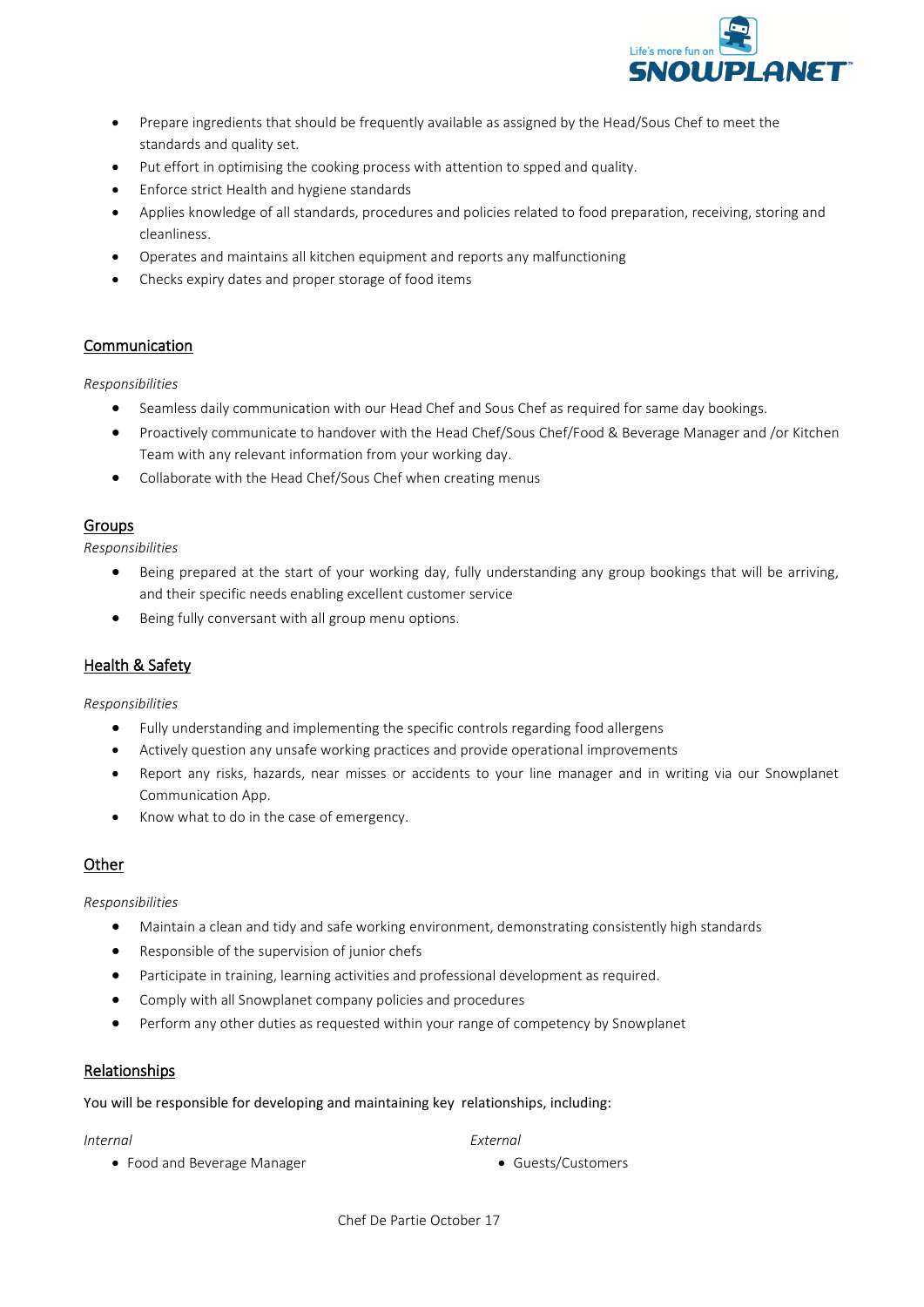- Prepare ingredients that should be frequently available as assigned by the Head/Sous Chef to meet the standards and quality set.
- Put effort in optimising the cooking process with attention to spped and quality.
- Enforce strict Health and hygiene standards
- Applies knowledge of all standards, procedures and policies related to food preparation, receiving, storing and cleanliness.
- Operates and maintains all kitchen equipment and reports any malfunctioning
- Checks expiry dates and proper storage of food items

## Communication

*Responsibilities*

- Seamless daily communication with our Head Chef and Sous Chef as required for same day bookings.
- Proactively communicate to handover with the Head Chef/Sous Chef/Food & Beverage Manager and /or Kitchen Team with any relevant information from your working day.
- Collaborate with the Head Chef/Sous Chef when creating menus

## Groups

*Responsibilities*

- Being prepared at the start of your working day, fully understanding any group bookings that will be arriving, and their specific needs enabling excellent customer service
- Being fully conversant with all group menu options.

## Health & Safety

*Responsibilities*

- Fully understanding and implementing the specific controls regarding food allergens
- Actively question any unsafe working practices and provide operational improvements
- Report any risks, hazards, near misses or accidents to your line manager and in writing via our Snowplanet Communication App.
- Know what to do in the case of emergency.

## Other

*Responsibilities*

- Maintain a clean and tidy and safe working environment, demonstrating consistently high standards
- Responsible of the supervision of junior chefs
- Participate in training, learning activities and professional development as required.
- Comply with all Snowplanet company policies and procedures
- Perform any other duties as requested within your range of competency by Snowplanet

## Relationships

You will be responsible for developing and maintaining key relationships, including:

*Internal*

- Food and Beverage Manager

*External*

- Guests/Customers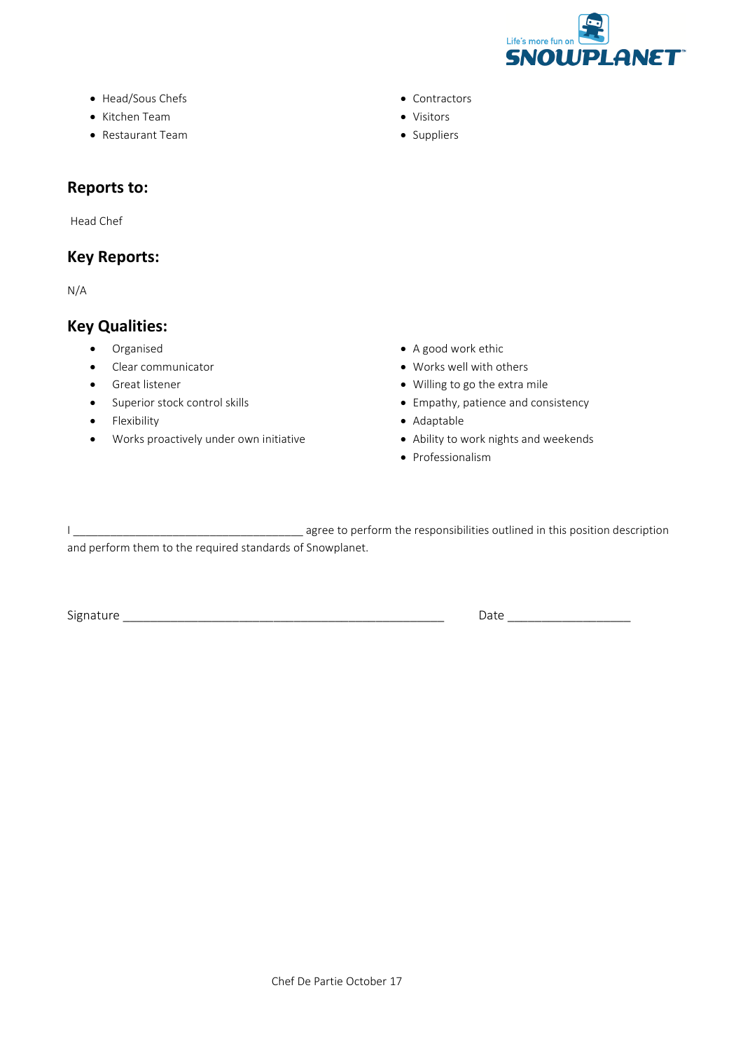- Head/Sous Chefs
- Kitchen Team
- Restaurant Team
- Contractors
- Visitors
- Suppliers

## Reports to:

Head Chef

## Key Reports:

N/A

## Key Qualities:

- Organised
- Clear communicator
- Great listener
- Superior stock control skills
- Flexibility
- Works proactively under own initiative
- A good work ethic
- Works well with others
- Willing to go the extra mile
- Empathy, patience and consistency
- Adaptable
- Ability to work nights and weekends
- Professionalism

I _____________________________________ agree to perform the responsibilities outlined in this position description and perform them to the required standards of Snowplanet.

Signature ___________________________________________________ Date ___________________

Chef De Partie October 17